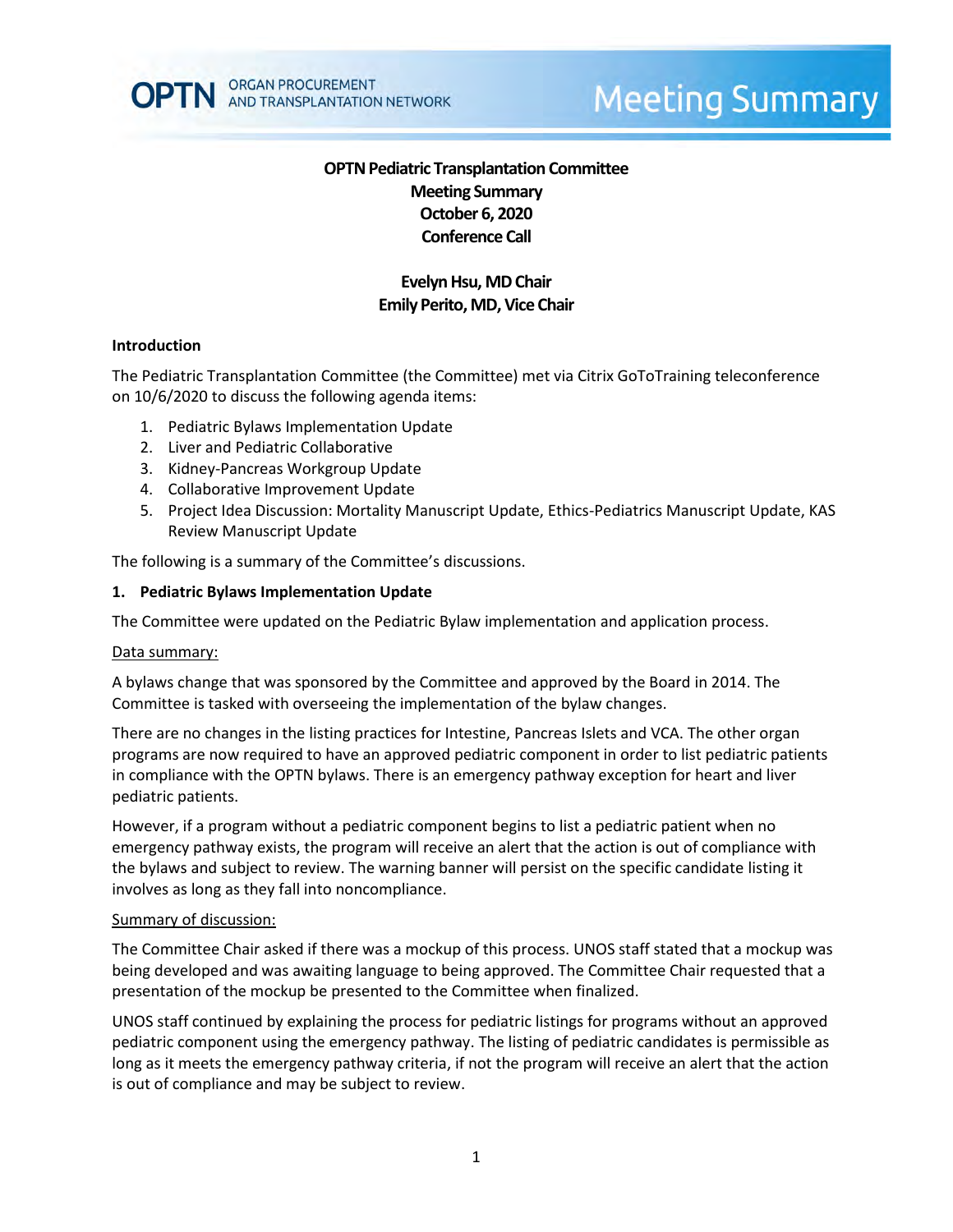# OPTN Pediatric Transplantation Committee
## Meeting Summary
## October 6, 2020
## Conference Call

**Evelyn Hsu, MD Chair**
**Emily Perito, MD, Vice Chair**

### Introduction

The Pediatric Transplantation Committee (the Committee) met via Citrix GoToTraining teleconference on 10/6/2020 to discuss the following agenda items:

1. Pediatric Bylaws Implementation Update
2. Liver and Pediatric Collaborative
3. Kidney-Pancreas Workgroup Update
4. Collaborative Improvement Update
5. Project Idea Discussion: Mortality Manuscript Update, Ethics-Pediatrics Manuscript Update, KAS Review Manuscript Update

The following is a summary of the Committee's discussions.

### 1. Pediatric Bylaws Implementation Update

The Committee were updated on the Pediatric Bylaw implementation and application process.

Data summary:

A bylaws change that was sponsored by the Committee and approved by the Board in 2014. The Committee is tasked with overseeing the implementation of the bylaw changes.

There are no changes in the listing practices for Intestine, Pancreas Islets and VCA. The other organ programs are now required to have an approved pediatric component in order to list pediatric patients in compliance with the OPTN bylaws. There is an emergency pathway exception for heart and liver pediatric patients.

However, if a program without a pediatric component begins to list a pediatric patient when no emergency pathway exists, the program will receive an alert that the action is out of compliance with the bylaws and subject to review. The warning banner will persist on the specific candidate listing it involves as long as they fall into noncompliance.

Summary of discussion:

The Committee Chair asked if there was a mockup of this process. UNOS staff stated that a mockup was being developed and was awaiting language to being approved. The Committee Chair requested that a presentation of the mockup be presented to the Committee when finalized.

UNOS staff continued by explaining the process for pediatric listings for programs without an approved pediatric component using the emergency pathway. The listing of pediatric candidates is permissible as long as it meets the emergency pathway criteria, if not the program will receive an alert that the action is out of compliance and may be subject to review.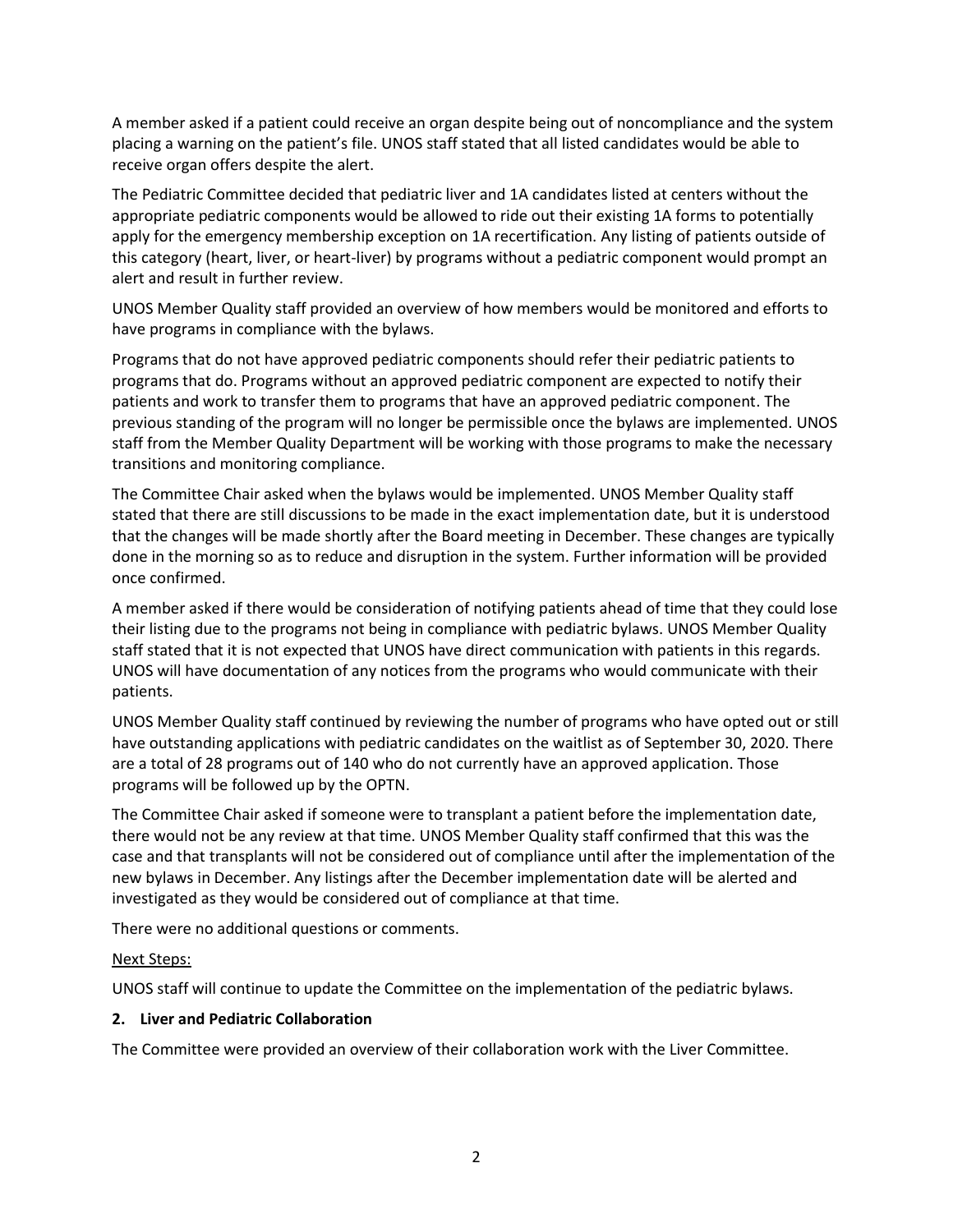A member asked if a patient could receive an organ despite being out of noncompliance and the system placing a warning on the patient's file. UNOS staff stated that all listed candidates would be able to receive organ offers despite the alert.

The Pediatric Committee decided that pediatric liver and 1A candidates listed at centers without the appropriate pediatric components would be allowed to ride out their existing 1A forms to potentially apply for the emergency membership exception on 1A recertification. Any listing of patients outside of this category (heart, liver, or heart-liver) by programs without a pediatric component would prompt an alert and result in further review.

UNOS Member Quality staff provided an overview of how members would be monitored and efforts to have programs in compliance with the bylaws.

Programs that do not have approved pediatric components should refer their pediatric patients to programs that do. Programs without an approved pediatric component are expected to notify their patients and work to transfer them to programs that have an approved pediatric component. The previous standing of the program will no longer be permissible once the bylaws are implemented. UNOS staff from the Member Quality Department will be working with those programs to make the necessary transitions and monitoring compliance.

The Committee Chair asked when the bylaws would be implemented. UNOS Member Quality staff stated that there are still discussions to be made in the exact implementation date, but it is understood that the changes will be made shortly after the Board meeting in December. These changes are typically done in the morning so as to reduce and disruption in the system. Further information will be provided once confirmed.

A member asked if there would be consideration of notifying patients ahead of time that they could lose their listing due to the programs not being in compliance with pediatric bylaws. UNOS Member Quality staff stated that it is not expected that UNOS have direct communication with patients in this regards. UNOS will have documentation of any notices from the programs who would communicate with their patients.

UNOS Member Quality staff continued by reviewing the number of programs who have opted out or still have outstanding applications with pediatric candidates on the waitlist as of September 30, 2020. There are a total of 28 programs out of 140 who do not currently have an approved application. Those programs will be followed up by the OPTN.

The Committee Chair asked if someone were to transplant a patient before the implementation date, there would not be any review at that time. UNOS Member Quality staff confirmed that this was the case and that transplants will not be considered out of compliance until after the implementation of the new bylaws in December. Any listings after the December implementation date will be alerted and investigated as they would be considered out of compliance at that time.

There were no additional questions or comments.

Next Steps:

UNOS staff will continue to update the Committee on the implementation of the pediatric bylaws.

### 2. Liver and Pediatric Collaboration

The Committee were provided an overview of their collaboration work with the Liver Committee.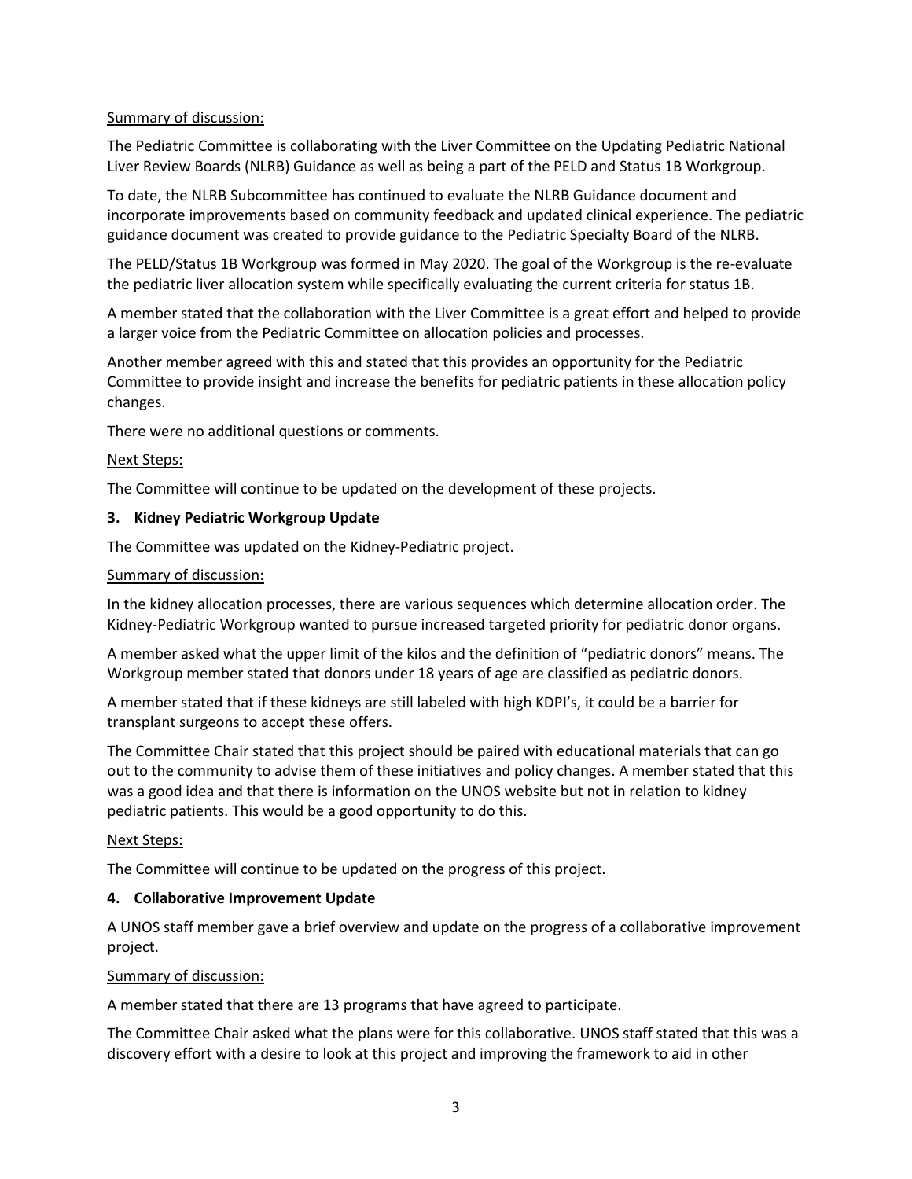Summary of discussion:

The Pediatric Committee is collaborating with the Liver Committee on the Updating Pediatric National Liver Review Boards (NLRB) Guidance as well as being a part of the PELD and Status 1B Workgroup.

To date, the NLRB Subcommittee has continued to evaluate the NLRB Guidance document and incorporate improvements based on community feedback and updated clinical experience. The pediatric guidance document was created to provide guidance to the Pediatric Specialty Board of the NLRB.

The PELD/Status 1B Workgroup was formed in May 2020. The goal of the Workgroup is the re-evaluate the pediatric liver allocation system while specifically evaluating the current criteria for status 1B.

A member stated that the collaboration with the Liver Committee is a great effort and helped to provide a larger voice from the Pediatric Committee on allocation policies and processes.

Another member agreed with this and stated that this provides an opportunity for the Pediatric Committee to provide insight and increase the benefits for pediatric patients in these allocation policy changes.

There were no additional questions or comments.

Next Steps:

The Committee will continue to be updated on the development of these projects.

### 3. Kidney Pediatric Workgroup Update

The Committee was updated on the Kidney-Pediatric project.

Summary of discussion:

In the kidney allocation processes, there are various sequences which determine allocation order. The Kidney-Pediatric Workgroup wanted to pursue increased targeted priority for pediatric donor organs.

A member asked what the upper limit of the kilos and the definition of "pediatric donors" means. The Workgroup member stated that donors under 18 years of age are classified as pediatric donors.

A member stated that if these kidneys are still labeled with high KDPI's, it could be a barrier for transplant surgeons to accept these offers.

The Committee Chair stated that this project should be paired with educational materials that can go out to the community to advise them of these initiatives and policy changes. A member stated that this was a good idea and that there is information on the UNOS website but not in relation to kidney pediatric patients. This would be a good opportunity to do this.

Next Steps:

The Committee will continue to be updated on the progress of this project.

### 4. Collaborative Improvement Update

A UNOS staff member gave a brief overview and update on the progress of a collaborative improvement project.

Summary of discussion:

A member stated that there are 13 programs that have agreed to participate.

The Committee Chair asked what the plans were for this collaborative. UNOS staff stated that this was a discovery effort with a desire to look at this project and improving the framework to aid in other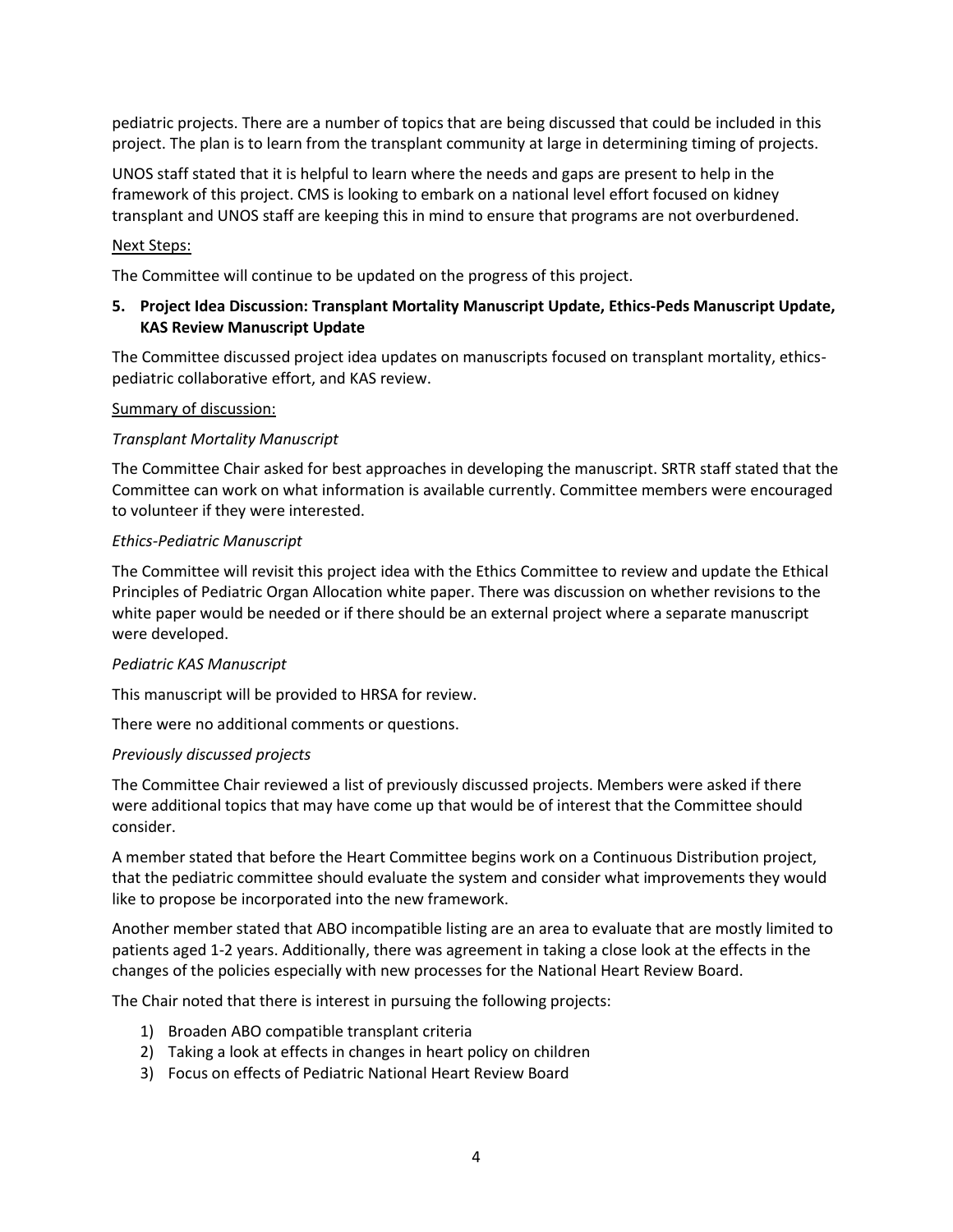pediatric projects. There are a number of topics that are being discussed that could be included in this project. The plan is to learn from the transplant community at large in determining timing of projects.

UNOS staff stated that it is helpful to learn where the needs and gaps are present to help in the framework of this project. CMS is looking to embark on a national level effort focused on kidney transplant and UNOS staff are keeping this in mind to ensure that programs are not overburdened.

<u>Next Steps:</u>

The Committee will continue to be updated on the progress of this project.

**5. Project Idea Discussion: Transplant Mortality Manuscript Update, Ethics-Peds Manuscript Update, KAS Review Manuscript Update**

The Committee discussed project idea updates on manuscripts focused on transplant mortality, ethics-pediatric collaborative effort, and KAS review.

<u>Summary of discussion:</u>

*Transplant Mortality Manuscript*

The Committee Chair asked for best approaches in developing the manuscript. SRTR staff stated that the Committee can work on what information is available currently. Committee members were encouraged to volunteer if they were interested.

*Ethics-Pediatric Manuscript*

The Committee will revisit this project idea with the Ethics Committee to review and update the Ethical Principles of Pediatric Organ Allocation white paper. There was discussion on whether revisions to the white paper would be needed or if there should be an external project where a separate manuscript were developed.

*Pediatric KAS Manuscript*

This manuscript will be provided to HRSA for review.

There were no additional comments or questions.

*Previously discussed projects*

The Committee Chair reviewed a list of previously discussed projects. Members were asked if there were additional topics that may have come up that would be of interest that the Committee should consider.

A member stated that before the Heart Committee begins work on a Continuous Distribution project, that the pediatric committee should evaluate the system and consider what improvements they would like to propose be incorporated into the new framework.

Another member stated that ABO incompatible listing are an area to evaluate that are mostly limited to patients aged 1-2 years. Additionally, there was agreement in taking a close look at the effects in the changes of the policies especially with new processes for the National Heart Review Board.

The Chair noted that there is interest in pursuing the following projects:

1) Broaden ABO compatible transplant criteria
2) Taking a look at effects in changes in heart policy on children
3) Focus on effects of Pediatric National Heart Review Board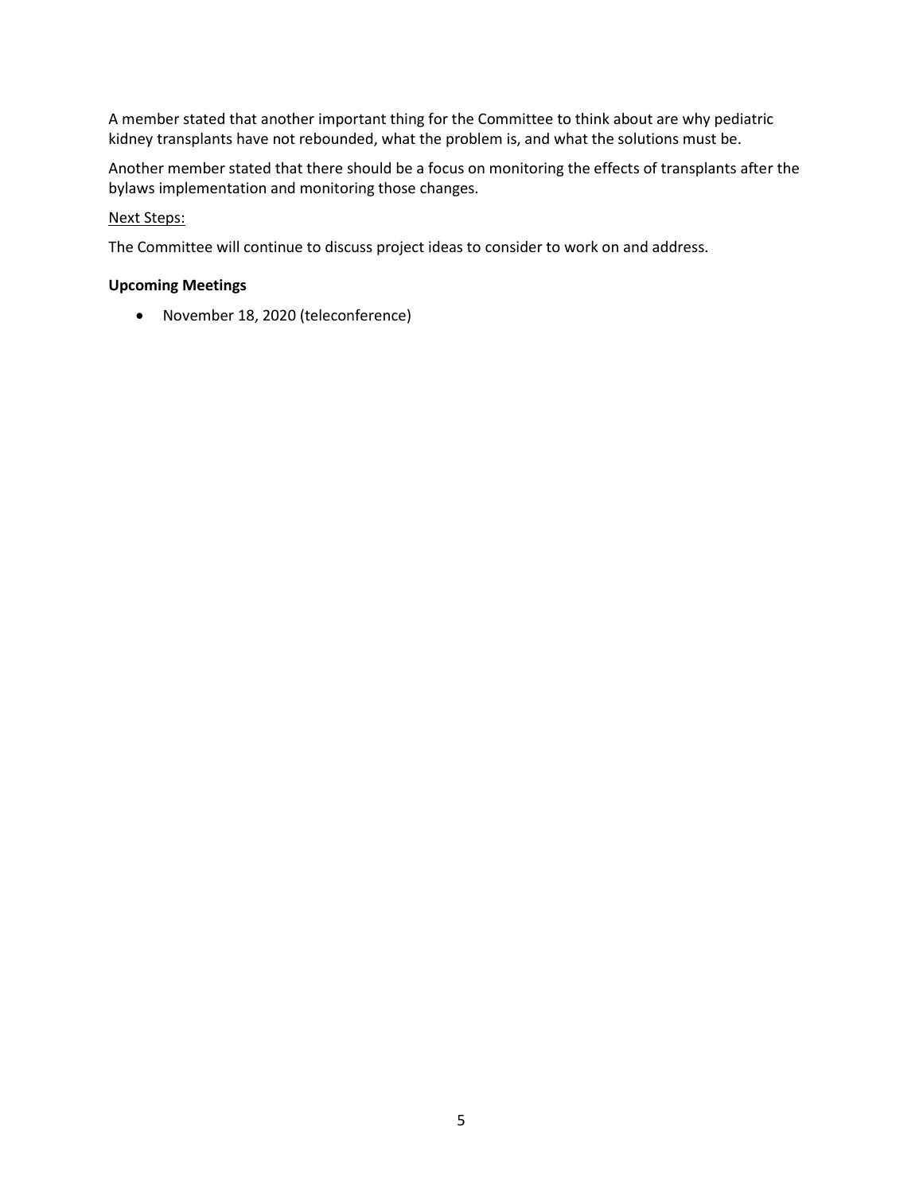A member stated that another important thing for the Committee to think about are why pediatric kidney transplants have not rebounded, what the problem is, and what the solutions must be.

Another member stated that there should be a focus on monitoring the effects of transplants after the bylaws implementation and monitoring those changes.

Next Steps:

The Committee will continue to discuss project ideas to consider to work on and address.

**Upcoming Meetings**

- November 18, 2020 (teleconference)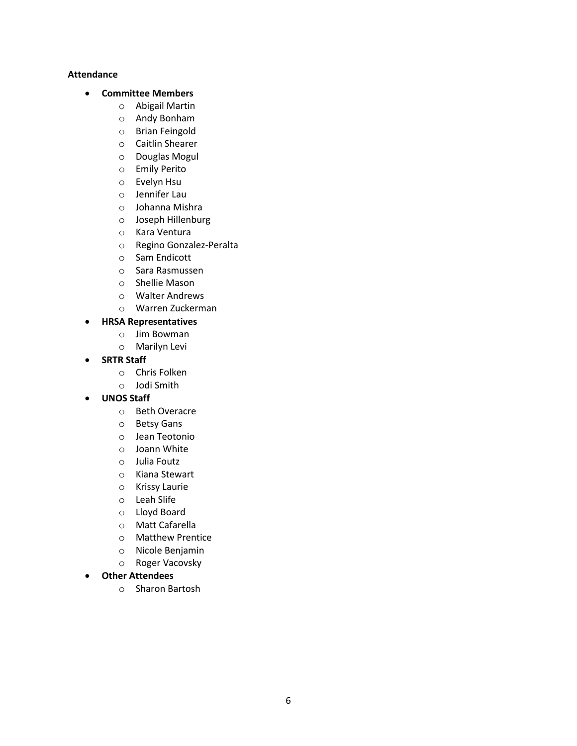**Attendance**

- **Committee Members**
  - Abigail Martin
  - Andy Bonham
  - Brian Feingold
  - Caitlin Shearer
  - Douglas Mogul
  - Emily Perito
  - Evelyn Hsu
  - Jennifer Lau
  - Johanna Mishra
  - Joseph Hillenburg
  - Kara Ventura
  - Regino Gonzalez-Peralta
  - Sam Endicott
  - Sara Rasmussen
  - Shellie Mason
  - Walter Andrews
  - Warren Zuckerman
- **HRSA Representatives**
  - Jim Bowman
  - Marilyn Levi
- **SRTR Staff**
  - Chris Folken
  - Jodi Smith
- **UNOS Staff**
  - Beth Overacre
  - Betsy Gans
  - Jean Teotonio
  - Joann White
  - Julia Foutz
  - Kiana Stewart
  - Krissy Laurie
  - Leah Slife
  - Lloyd Board
  - Matt Cafarella
  - Matthew Prentice
  - Nicole Benjamin
  - Roger Vacovsky
- **Other Attendees**
  - Sharon Bartosh